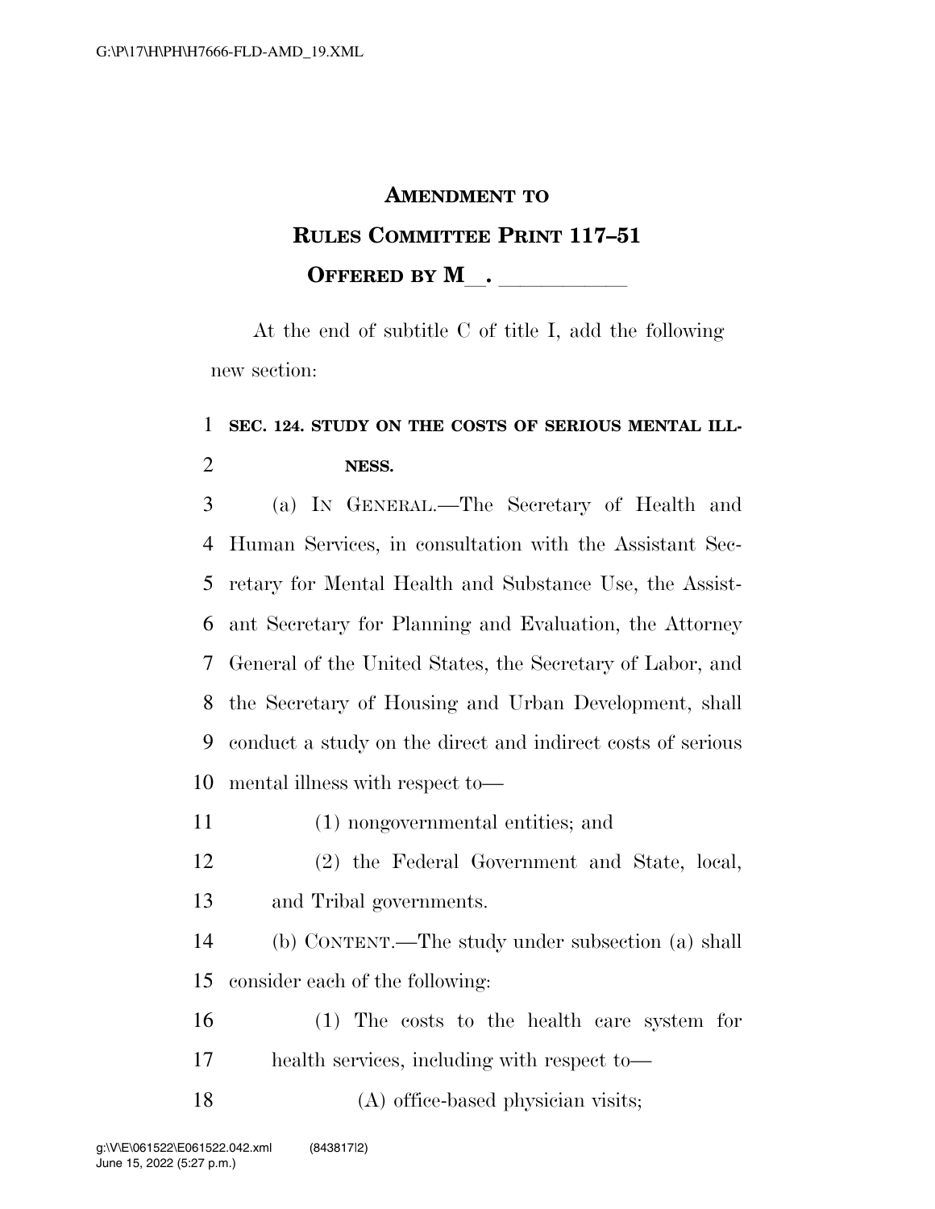# AMENDMENT TO RULES COMMITTEE PRINT 117–51

## OFFERED BY M__. ___________

At the end of subtitle C of title I, add the following new section:

**SEC. 124. STUDY ON THE COSTS OF SERIOUS MENTAL ILLNESS.**

(a) IN GENERAL.—The Secretary of Health and Human Services, in consultation with the Assistant Secretary for Mental Health and Substance Use, the Assistant Secretary for Planning and Evaluation, the Attorney General of the United States, the Secretary of Labor, and the Secretary of Housing and Urban Development, shall conduct a study on the direct and indirect costs of serious mental illness with respect to—

(1) nongovernmental entities; and

(2) the Federal Government and State, local, and Tribal governments.

(b) CONTENT.—The study under subsection (a) shall consider each of the following:

(1) The costs to the health care system for health services, including with respect to—

(A) office-based physician visits;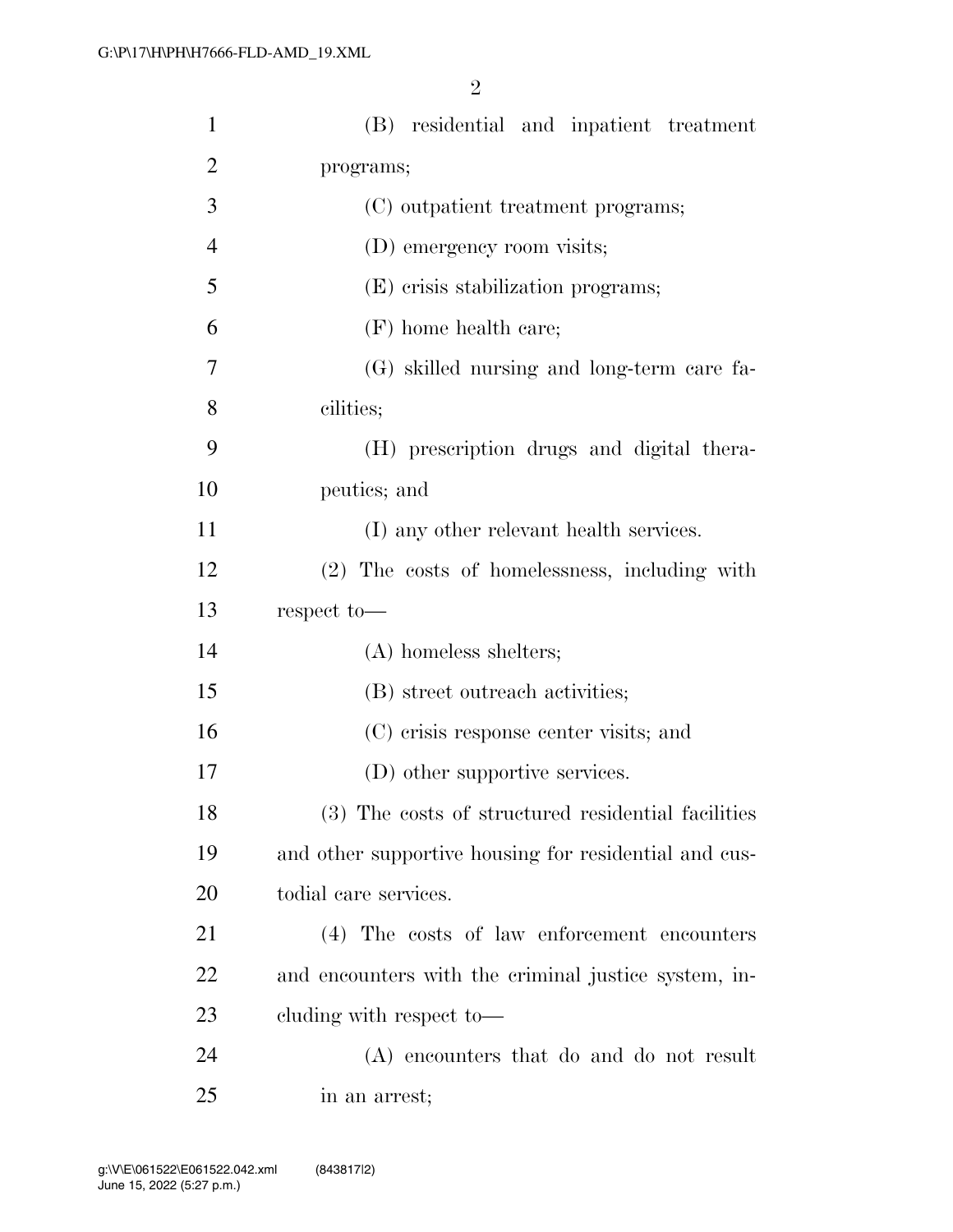(B) residential and inpatient treatment programs;

(C) outpatient treatment programs;

(D) emergency room visits;

(E) crisis stabilization programs;

(F) home health care;

(G) skilled nursing and long-term care facilities;

(H) prescription drugs and digital therapeutics; and

(I) any other relevant health services.

(2) The costs of homelessness, including with respect to—

(A) homeless shelters;

(B) street outreach activities;

(C) crisis response center visits; and

(D) other supportive services.

(3) The costs of structured residential facilities and other supportive housing for residential and custodial care services.

(4) The costs of law enforcement encounters and encounters with the criminal justice system, including with respect to—

(A) encounters that do and do not result in an arrest;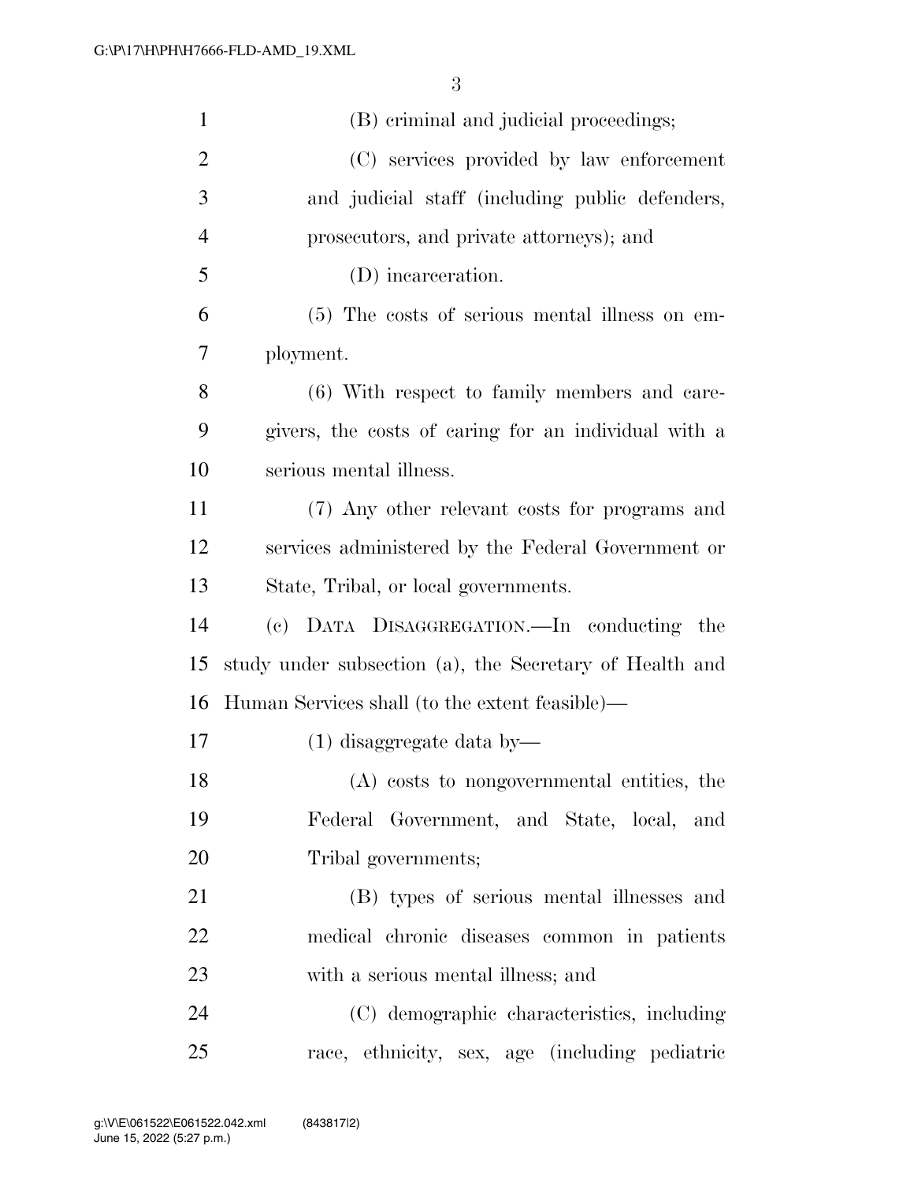(B) criminal and judicial proceedings;

(C) services provided by law enforcement and judicial staff (including public defenders, prosecutors, and private attorneys); and

(D) incarceration.

(5) The costs of serious mental illness on employment.

(6) With respect to family members and caregivers, the costs of caring for an individual with a serious mental illness.

(7) Any other relevant costs for programs and services administered by the Federal Government or State, Tribal, or local governments.

(c) DATA DISAGGREGATION.—In conducting the study under subsection (a), the Secretary of Health and Human Services shall (to the extent feasible)—

(1) disaggregate data by—

(A) costs to nongovernmental entities, the Federal Government, and State, local, and Tribal governments;

(B) types of serious mental illnesses and medical chronic diseases common in patients with a serious mental illness; and

(C) demographic characteristics, including race, ethnicity, sex, age (including pediatric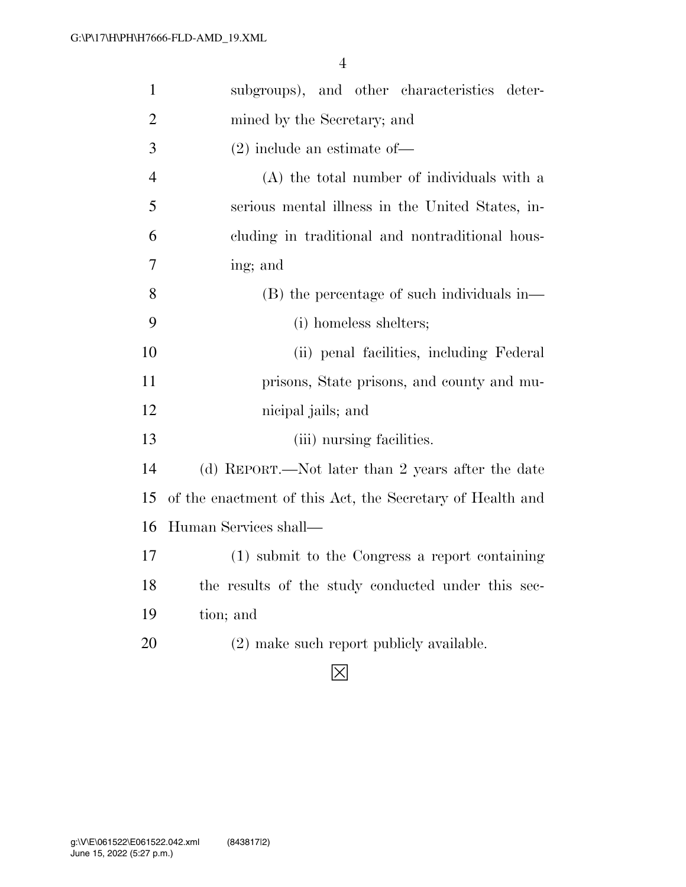subgroups), and other characteristics determined by the Secretary; and

(2) include an estimate of—

(A) the total number of individuals with a serious mental illness in the United States, including in traditional and nontraditional housing; and

(B) the percentage of such individuals in—

(i) homeless shelters;

(ii) penal facilities, including Federal prisons, State prisons, and county and municipal jails; and

(iii) nursing facilities.

(d) REPORT.—Not later than 2 years after the date of the enactment of this Act, the Secretary of Health and Human Services shall—

(1) submit to the Congress a report containing the results of the study conducted under this section; and

(2) make such report publicly available.

☒